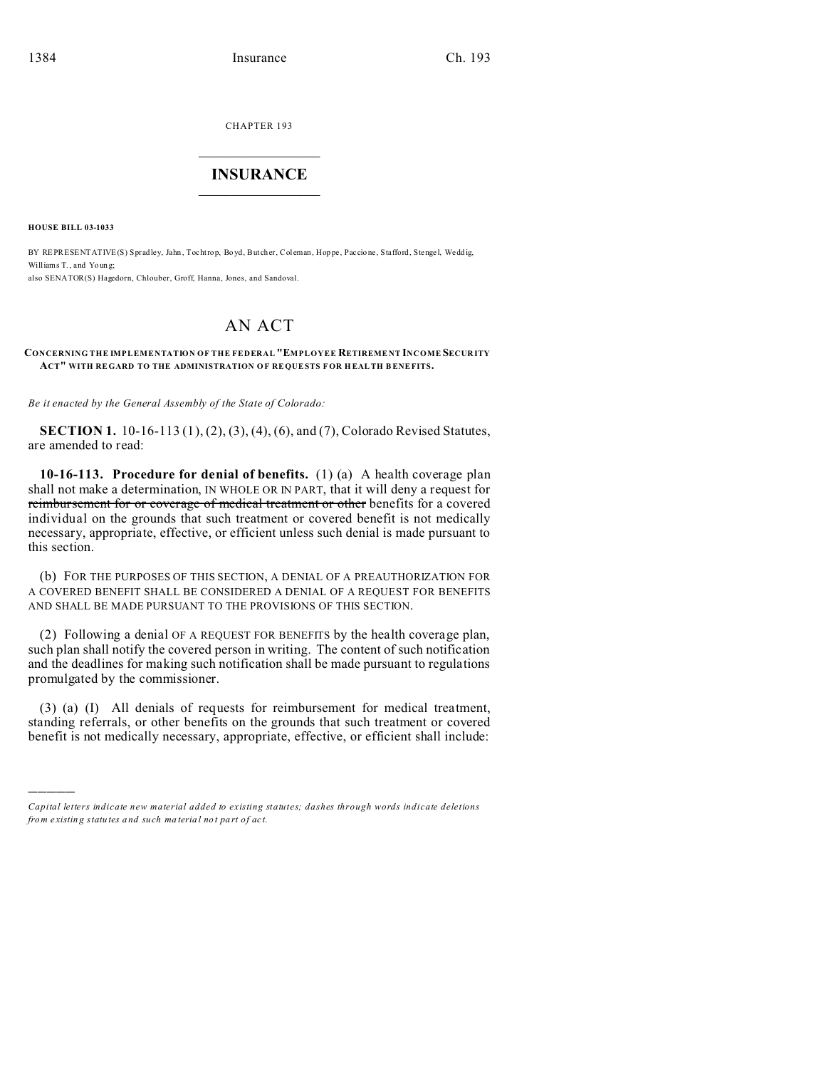CHAPTER 193

## INSURANCE

**HOUSE BILL 03-1033**

BY REPRESENTATIVE(S) Spradley, Jahn, Tochtrop, Boyd, Butcher, Coleman, Hoppe, Paccione, Stafford, Stengel, Weddig, Williams T., and Young;
also SENATOR(S) Hagedorn, Chlouber, Groff, Hanna, Jones, and Sandoval.

# AN ACT

**CONCERNING THE IMPLEMENTATION OF THE FEDERAL "EMPLOYEE RETIREMENT INCOME SECURITY ACT" WITH REGARD TO THE ADMINISTRATION OF REQUESTS FOR HEALTH BENEFITS.**

*Be it enacted by the General Assembly of the State of Colorado:*

**SECTION 1.** 10-16-113 (1), (2), (3), (4), (6), and (7), Colorado Revised Statutes, are amended to read:

**10-16-113. Procedure for denial of benefits.** (1) (a) A health coverage plan shall not make a determination, IN WHOLE OR IN PART, that it will deny a request for ~~reimbursement for or coverage of medical treatment or other~~ benefits for a covered individual on the grounds that such treatment or covered benefit is not medically necessary, appropriate, effective, or efficient unless such denial is made pursuant to this section.

(b) FOR THE PURPOSES OF THIS SECTION, A DENIAL OF A PREAUTHORIZATION FOR A COVERED BENEFIT SHALL BE CONSIDERED A DENIAL OF A REQUEST FOR BENEFITS AND SHALL BE MADE PURSUANT TO THE PROVISIONS OF THIS SECTION.

(2) Following a denial OF A REQUEST FOR BENEFITS by the health coverage plan, such plan shall notify the covered person in writing. The content of such notification and the deadlines for making such notification shall be made pursuant to regulations promulgated by the commissioner.

(3) (a) (I) All denials of requests for reimbursement for medical treatment, standing referrals, or other benefits on the grounds that such treatment or covered benefit is not medically necessary, appropriate, effective, or efficient shall include:

———

*Capital letters indicate new material added to existing statutes; dashes through words indicate deletions from existing statutes and such material not part of act.*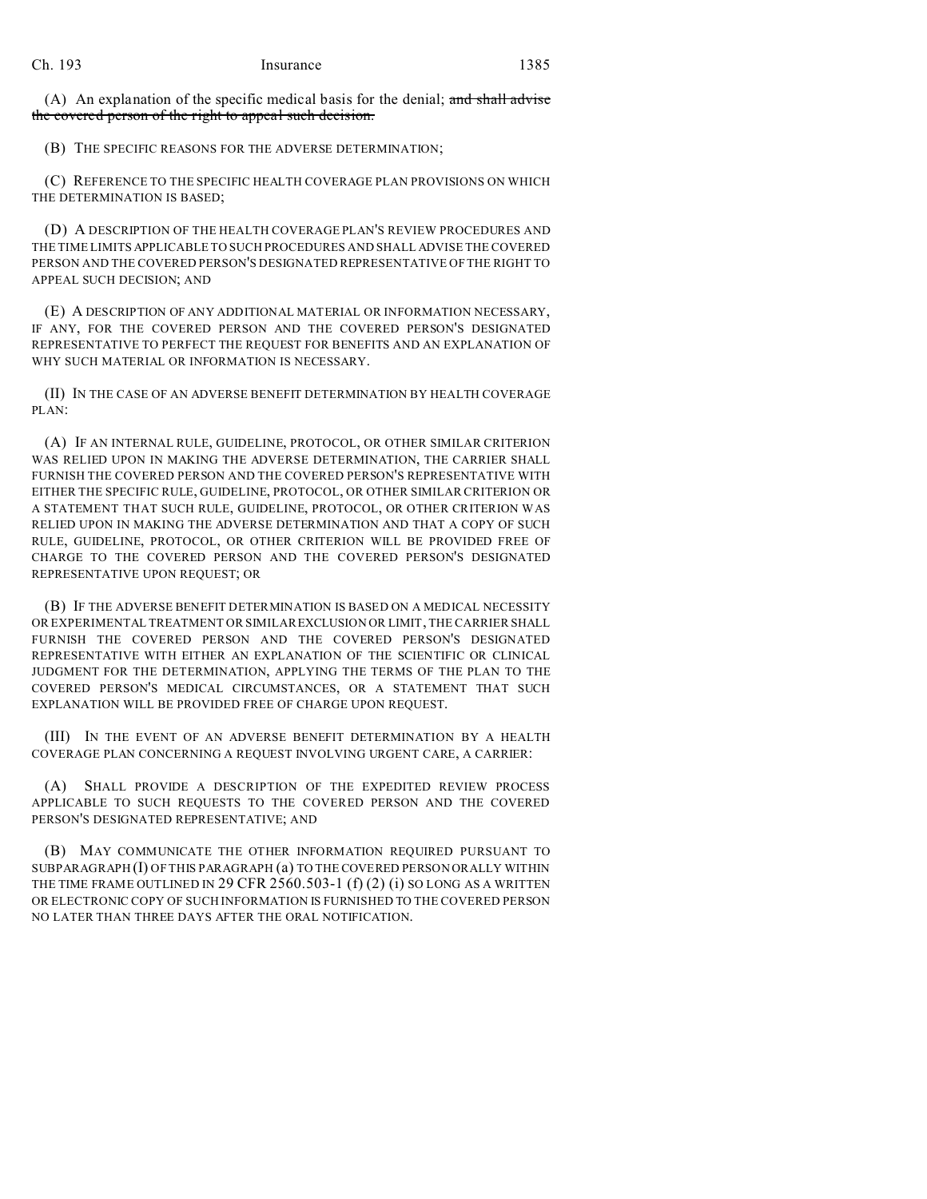(A) An explanation of the specific medical basis for the denial; ~~and shall advise the covered person of the right to appeal such decision.~~

(B) THE SPECIFIC REASONS FOR THE ADVERSE DETERMINATION;

(C) REFERENCE TO THE SPECIFIC HEALTH COVERAGE PLAN PROVISIONS ON WHICH THE DETERMINATION IS BASED;

(D) A DESCRIPTION OF THE HEALTH COVERAGE PLAN'S REVIEW PROCEDURES AND THE TIME LIMITS APPLICABLE TO SUCH PROCEDURES AND SHALL ADVISE THE COVERED PERSON AND THE COVERED PERSON'S DESIGNATED REPRESENTATIVE OF THE RIGHT TO APPEAL SUCH DECISION; AND

(E) A DESCRIPTION OF ANY ADDITIONAL MATERIAL OR INFORMATION NECESSARY, IF ANY, FOR THE COVERED PERSON AND THE COVERED PERSON'S DESIGNATED REPRESENTATIVE TO PERFECT THE REQUEST FOR BENEFITS AND AN EXPLANATION OF WHY SUCH MATERIAL OR INFORMATION IS NECESSARY.

(II) IN THE CASE OF AN ADVERSE BENEFIT DETERMINATION BY HEALTH COVERAGE PLAN:

(A) IF AN INTERNAL RULE, GUIDELINE, PROTOCOL, OR OTHER SIMILAR CRITERION WAS RELIED UPON IN MAKING THE ADVERSE DETERMINATION, THE CARRIER SHALL FURNISH THE COVERED PERSON AND THE COVERED PERSON'S REPRESENTATIVE WITH EITHER THE SPECIFIC RULE, GUIDELINE, PROTOCOL, OR OTHER SIMILAR CRITERION OR A STATEMENT THAT SUCH RULE, GUIDELINE, PROTOCOL, OR OTHER CRITERION WAS RELIED UPON IN MAKING THE ADVERSE DETERMINATION AND THAT A COPY OF SUCH RULE, GUIDELINE, PROTOCOL, OR OTHER CRITERION WILL BE PROVIDED FREE OF CHARGE TO THE COVERED PERSON AND THE COVERED PERSON'S DESIGNATED REPRESENTATIVE UPON REQUEST; OR

(B) IF THE ADVERSE BENEFIT DETERMINATION IS BASED ON A MEDICAL NECESSITY OR EXPERIMENTAL TREATMENT OR SIMILAR EXCLUSION OR LIMIT, THE CARRIER SHALL FURNISH THE COVERED PERSON AND THE COVERED PERSON'S DESIGNATED REPRESENTATIVE WITH EITHER AN EXPLANATION OF THE SCIENTIFIC OR CLINICAL JUDGMENT FOR THE DETERMINATION, APPLYING THE TERMS OF THE PLAN TO THE COVERED PERSON'S MEDICAL CIRCUMSTANCES, OR A STATEMENT THAT SUCH EXPLANATION WILL BE PROVIDED FREE OF CHARGE UPON REQUEST.

(III) IN THE EVENT OF AN ADVERSE BENEFIT DETERMINATION BY A HEALTH COVERAGE PLAN CONCERNING A REQUEST INVOLVING URGENT CARE, A CARRIER:

(A) SHALL PROVIDE A DESCRIPTION OF THE EXPEDITED REVIEW PROCESS APPLICABLE TO SUCH REQUESTS TO THE COVERED PERSON AND THE COVERED PERSON'S DESIGNATED REPRESENTATIVE; AND

(B) MAY COMMUNICATE THE OTHER INFORMATION REQUIRED PURSUANT TO SUBPARAGRAPH (I) OF THIS PARAGRAPH (a) TO THE COVERED PERSON ORALLY WITHIN THE TIME FRAME OUTLINED IN 29 CFR 2560.503-1 (f) (2) (i) SO LONG AS A WRITTEN OR ELECTRONIC COPY OF SUCH INFORMATION IS FURNISHED TO THE COVERED PERSON NO LATER THAN THREE DAYS AFTER THE ORAL NOTIFICATION.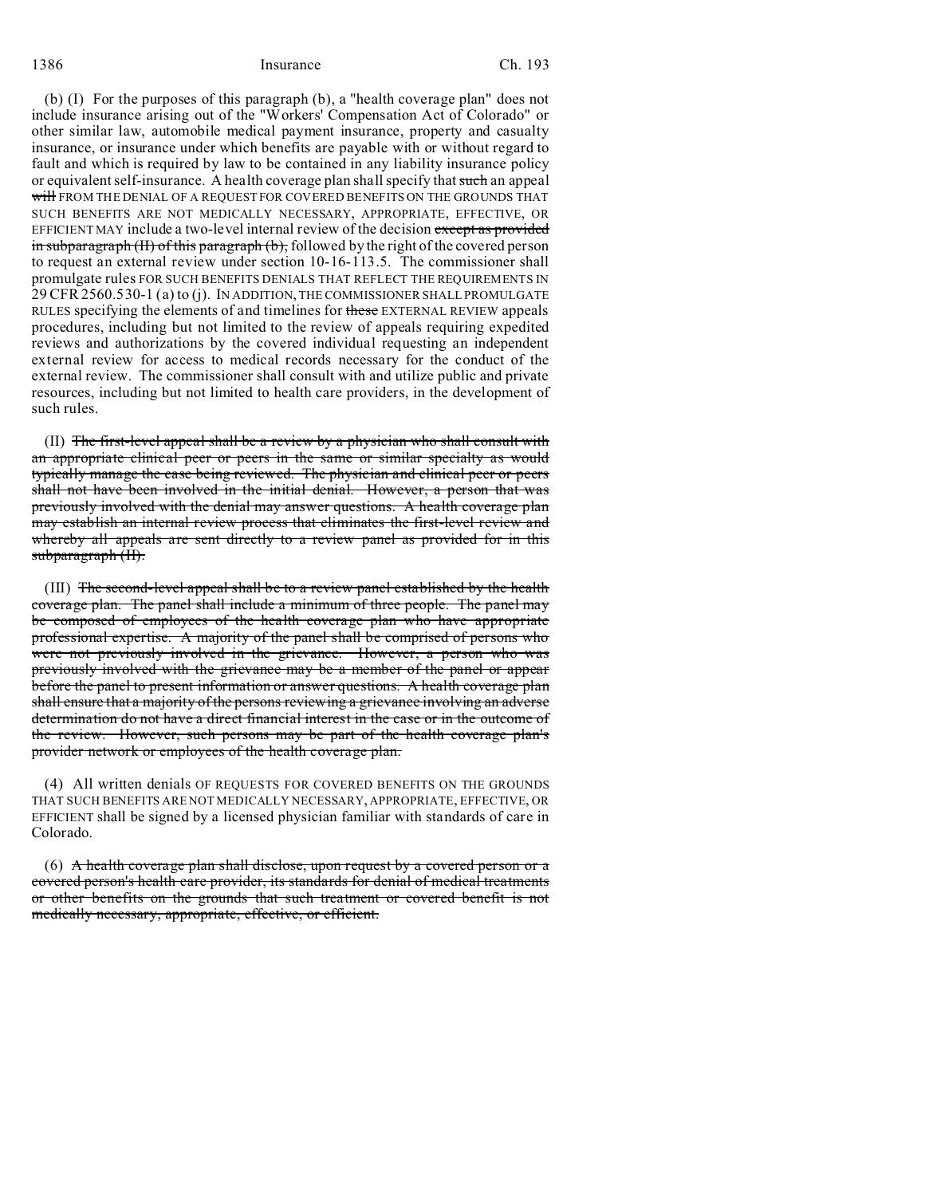(b) (I) For the purposes of this paragraph (b), a "health coverage plan" does not include insurance arising out of the "Workers' Compensation Act of Colorado" or other similar law, automobile medical payment insurance, property and casualty insurance, or insurance under which benefits are payable with or without regard to fault and which is required by law to be contained in any liability insurance policy or equivalent self-insurance. A health coverage plan shall specify that ~~such~~ an appeal ~~will~~ FROM THE DENIAL OF A REQUEST FOR COVERED BENEFITS ON THE GROUNDS THAT SUCH BENEFITS ARE NOT MEDICALLY NECESSARY, APPROPRIATE, EFFECTIVE, OR EFFICIENT MAY include a two-level internal review of the decision ~~except as provided in subparagraph (II) of this paragraph (b),~~ followed by the right of the covered person to request an external review under section 10-16-113.5. The commissioner shall promulgate rules FOR SUCH BENEFITS DENIALS THAT REFLECT THE REQUIREMENTS IN 29 CFR 2560.530-1 (a) to (j). IN ADDITION, THE COMMISSIONER SHALL PROMULGATE RULES specifying the elements of and timelines for ~~these~~ EXTERNAL REVIEW appeals procedures, including but not limited to the review of appeals requiring expedited reviews and authorizations by the covered individual requesting an independent external review for access to medical records necessary for the conduct of the external review. The commissioner shall consult with and utilize public and private resources, including but not limited to health care providers, in the development of such rules.

(II) ~~The first-level appeal shall be a review by a physician who shall consult with an appropriate clinical peer or peers in the same or similar specialty as would typically manage the case being reviewed. The physician and clinical peer or peers shall not have been involved in the initial denial. However, a person that was previously involved with the denial may answer questions. A health coverage plan may establish an internal review process that eliminates the first-level review and whereby all appeals are sent directly to a review panel as provided for in this subparagraph (II).~~

(III) ~~The second-level appeal shall be to a review panel established by the health coverage plan. The panel shall include a minimum of three people. The panel may be composed of employees of the health coverage plan who have appropriate professional expertise. A majority of the panel shall be comprised of persons who were not previously involved in the grievance. However, a person who was previously involved with the grievance may be a member of the panel or appear before the panel to present information or answer questions. A health coverage plan shall ensure that a majority of the persons reviewing a grievance involving an adverse determination do not have a direct financial interest in the case or in the outcome of the review. However, such persons may be part of the health coverage plan's provider network or employees of the health coverage plan.~~

(4) All written denials OF REQUESTS FOR COVERED BENEFITS ON THE GROUNDS THAT SUCH BENEFITS ARE NOT MEDICALLY NECESSARY, APPROPRIATE, EFFECTIVE, OR EFFICIENT shall be signed by a licensed physician familiar with standards of care in Colorado.

(6) ~~A health coverage plan shall disclose, upon request by a covered person or a covered person's health care provider, its standards for denial of medical treatments or other benefits on the grounds that such treatment or covered benefit is not medically necessary, appropriate, effective, or efficient.~~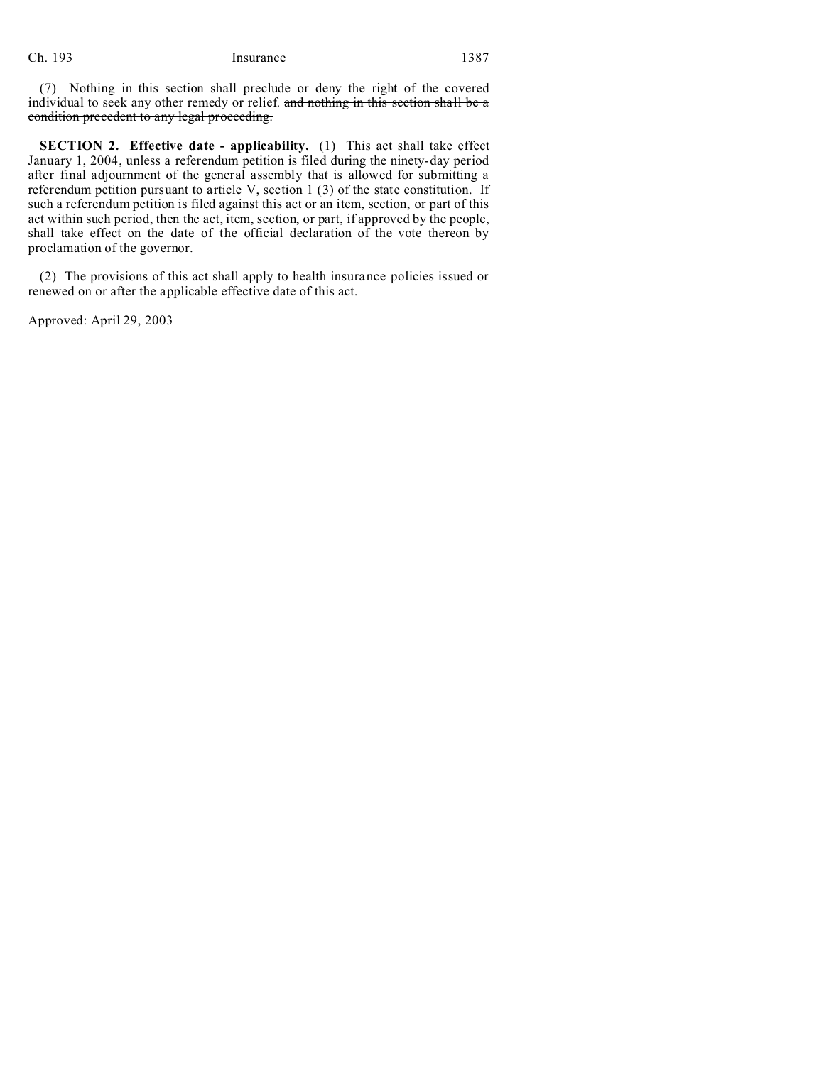(7) Nothing in this section shall preclude or deny the right of the covered individual to seek any other remedy or relief. ~~and nothing in this section shall be a condition precedent to any legal proceeding.~~

**SECTION 2. Effective date - applicability.** (1) This act shall take effect January 1, 2004, unless a referendum petition is filed during the ninety-day period after final adjournment of the general assembly that is allowed for submitting a referendum petition pursuant to article V, section 1 (3) of the state constitution. If such a referendum petition is filed against this act or an item, section, or part of this act within such period, then the act, item, section, or part, if approved by the people, shall take effect on the date of the official declaration of the vote thereon by proclamation of the governor.

(2) The provisions of this act shall apply to health insurance policies issued or renewed on or after the applicable effective date of this act.

Approved: April 29, 2003